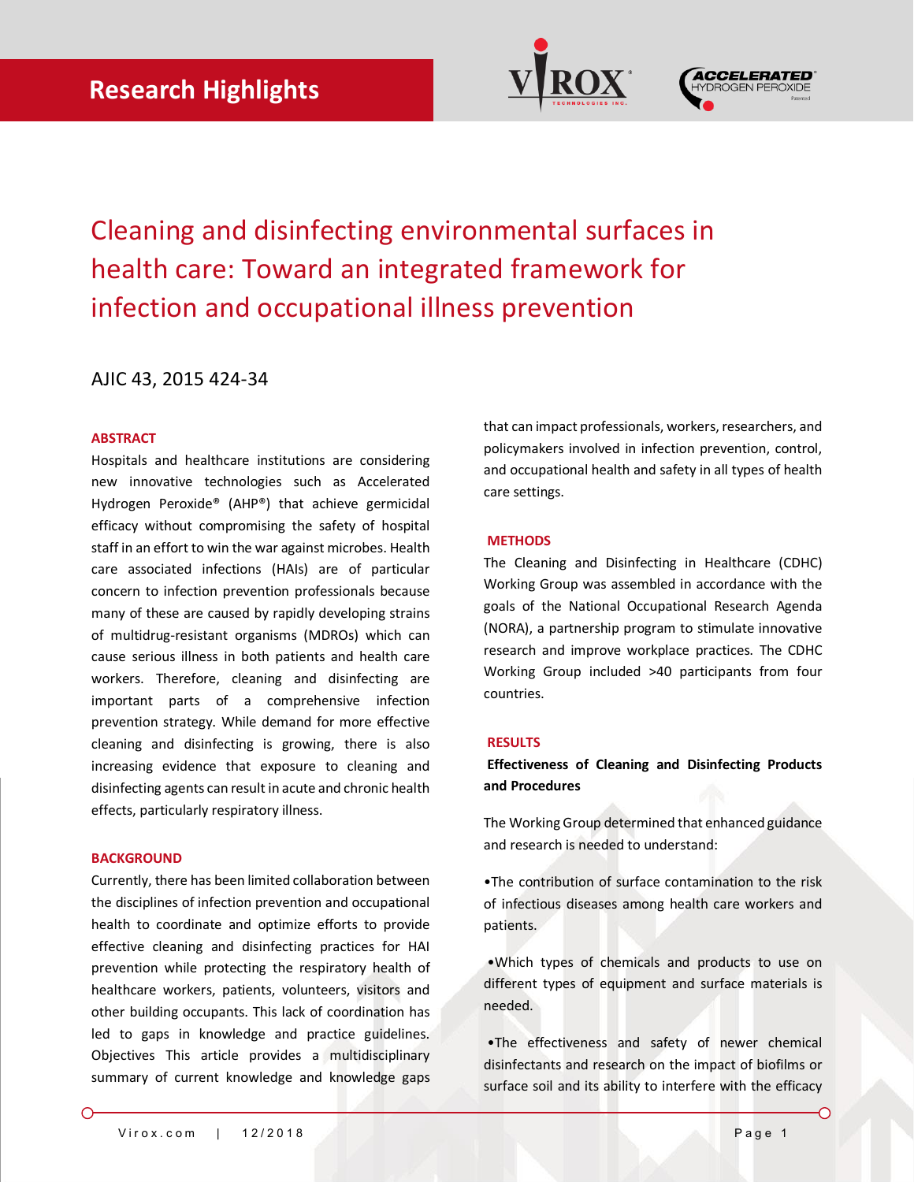Research Highlights

# Cleaning and disinfecting environmental surfaces in health care: Toward an integrated framework for infection and occupational illness prevention

AJIC 43, 2015 424-34

## ABSTRACT

Hospitals and healthcare institutions are considering new innovative technologies such as Accelerated Hydrogen Peroxide® (AHP®) that achieve germicidal efficacy without compromising the safety of hospital staff in an effort to win the war against microbes. Health care associated infections (HAIs) are of particular concern to infection prevention professionals because many of these are caused by rapidly developing strains of multidrug-resistant organisms (MDROs) which can cause serious illness in both patients and health care workers. Therefore, cleaning and disinfecting are important parts of a comprehensive infection prevention strategy. While demand for more effective cleaning and disinfecting is growing, there is also increasing evidence that exposure to cleaning and disinfecting agents can result in acute and chronic health effects, particularly respiratory illness.

## BACKGROUND

Currently, there has been limited collaboration between the disciplines of infection prevention and occupational health to coordinate and optimize efforts to provide effective cleaning and disinfecting practices for HAI prevention while protecting the respiratory health of healthcare workers, patients, volunteers, visitors and other building occupants. This lack of coordination has led to gaps in knowledge and practice guidelines. Objectives This article provides a multidisciplinary summary of current knowledge and knowledge gaps that can impact professionals, workers, researchers, and policymakers involved in infection prevention, control, and occupational health and safety in all types of health care settings.

## METHODS

The Cleaning and Disinfecting in Healthcare (CDHC) Working Group was assembled in accordance with the goals of the National Occupational Research Agenda (NORA), a partnership program to stimulate innovative research and improve workplace practices. The CDHC Working Group included >40 participants from four countries.

## RESULTS

**Effectiveness of Cleaning and Disinfecting Products and Procedures**

The Working Group determined that enhanced guidance and research is needed to understand:

- The contribution of surface contamination to the risk of infectious diseases among health care workers and patients.
- Which types of chemicals and products to use on different types of equipment and surface materials is needed.
- The effectiveness and safety of newer chemical disinfectants and research on the impact of biofilms or surface soil and its ability to interfere with the efficacy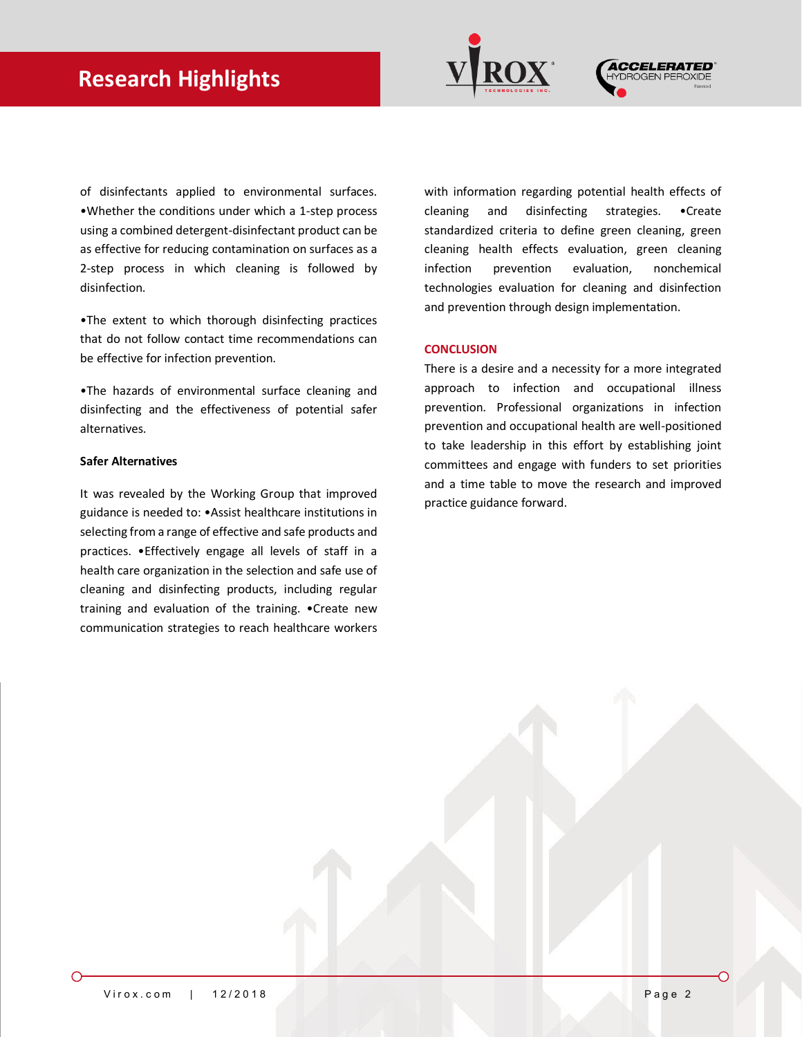of disinfectants applied to environmental surfaces. •Whether the conditions under which a 1-step process using a combined detergent-disinfectant product can be as effective for reducing contamination on surfaces as a 2-step process in which cleaning is followed by disinfection.

•The extent to which thorough disinfecting practices that do not follow contact time recommendations can be effective for infection prevention.

•The hazards of environmental surface cleaning and disinfecting and the effectiveness of potential safer alternatives.

**Safer Alternatives**

It was revealed by the Working Group that improved guidance is needed to: •Assist healthcare institutions in selecting from a range of effective and safe products and practices. •Effectively engage all levels of staff in a health care organization in the selection and safe use of cleaning and disinfecting products, including regular training and evaluation of the training. •Create new communication strategies to reach healthcare workers with information regarding potential health effects of cleaning and disinfecting strategies. •Create standardized criteria to define green cleaning, green cleaning health effects evaluation, green cleaning infection prevention evaluation, nonchemical technologies evaluation for cleaning and disinfection and prevention through design implementation.

**CONCLUSION**

There is a desire and a necessity for a more integrated approach to infection and occupational illness prevention. Professional organizations in infection prevention and occupational health are well-positioned to take leadership in this effort by establishing joint committees and engage with funders to set priorities and a time table to move the research and improved practice guidance forward.